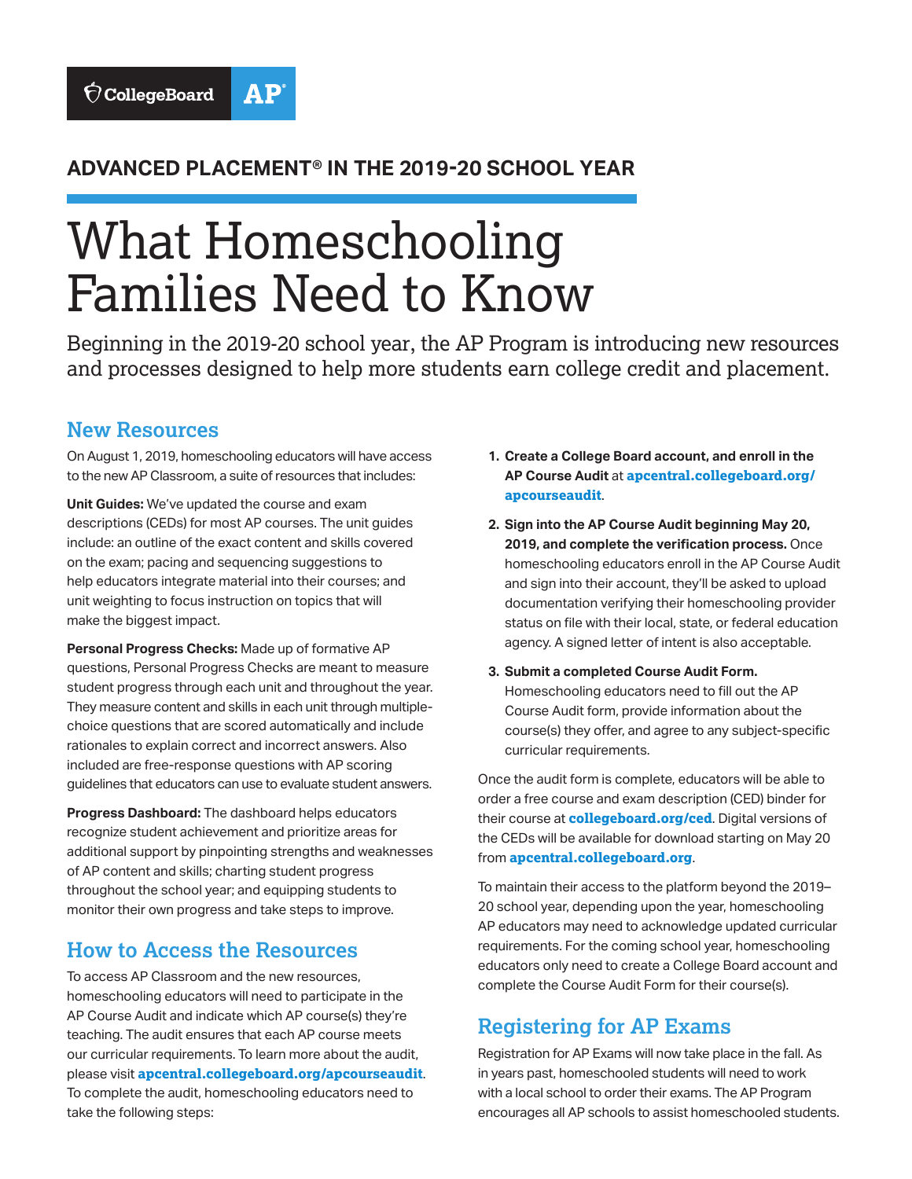CollegeBoard AP

## ADVANCED PLACEMENT® IN THE 2019-20 SCHOOL YEAR

# What Homeschooling Families Need to Know

Beginning in the 2019-20 school year, the AP Program is introducing new resources and processes designed to help more students earn college credit and placement.

## New Resources

On August 1, 2019, homeschooling educators will have access to the new AP Classroom, a suite of resources that includes:

**Unit Guides:** We've updated the course and exam descriptions (CEDs) for most AP courses. The unit guides include: an outline of the exact content and skills covered on the exam; pacing and sequencing suggestions to help educators integrate material into their courses; and unit weighting to focus instruction on topics that will make the biggest impact.

**Personal Progress Checks:** Made up of formative AP questions, Personal Progress Checks are meant to measure student progress through each unit and throughout the year. They measure content and skills in each unit through multiple-choice questions that are scored automatically and include rationales to explain correct and incorrect answers. Also included are free-response questions with AP scoring guidelines that educators can use to evaluate student answers.

**Progress Dashboard:** The dashboard helps educators recognize student achievement and prioritize areas for additional support by pinpointing strengths and weaknesses of AP content and skills; charting student progress throughout the school year; and equipping students to monitor their own progress and take steps to improve.

## How to Access the Resources

To access AP Classroom and the new resources, homeschooling educators will need to participate in the AP Course Audit and indicate which AP course(s) they're teaching. The audit ensures that each AP course meets our curricular requirements. To learn more about the audit, please visit **apcentral.collegeboard.org/apcourseaudit**. To complete the audit, homeschooling educators need to take the following steps:

1. **Create a College Board account, and enroll in the AP Course Audit** at **apcentral.collegeboard.org/apcourseaudit**.
2. **Sign into the AP Course Audit beginning May 20, 2019, and complete the verification process.** Once homeschooling educators enroll in the AP Course Audit and sign into their account, they'll be asked to upload documentation verifying their homeschooling provider status on file with their local, state, or federal education agency. A signed letter of intent is also acceptable.
3. **Submit a completed Course Audit Form.** Homeschooling educators need to fill out the AP Course Audit form, provide information about the course(s) they offer, and agree to any subject-specific curricular requirements.

Once the audit form is complete, educators will be able to order a free course and exam description (CED) binder for their course at **collegeboard.org/ced**. Digital versions of the CEDs will be available for download starting on May 20 from **apcentral.collegeboard.org**.

To maintain their access to the platform beyond the 2019–20 school year, depending upon the year, homeschooling AP educators may need to acknowledge updated curricular requirements. For the coming school year, homeschooling educators only need to create a College Board account and complete the Course Audit Form for their course(s).

## Registering for AP Exams

Registration for AP Exams will now take place in the fall. As in years past, homeschooled students will need to work with a local school to order their exams. The AP Program encourages all AP schools to assist homeschooled students.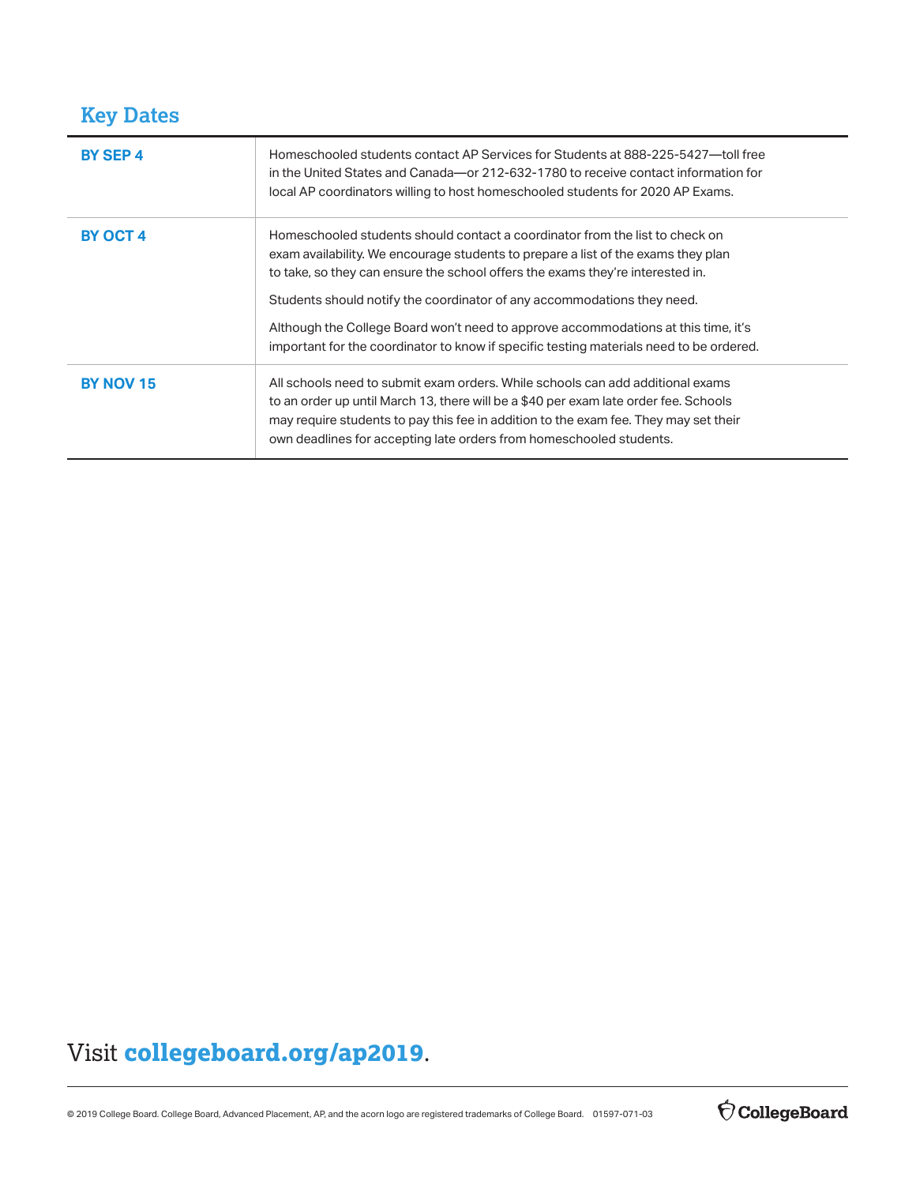## Key Dates

| | |
|---|---|
| **BY SEP 4** | Homeschooled students contact AP Services for Students at 888-225-5427—toll free in the United States and Canada—or 212-632-1780 to receive contact information for local AP coordinators willing to host homeschooled students for 2020 AP Exams. |
| **BY OCT 4** | Homeschooled students should contact a coordinator from the list to check on exam availability. We encourage students to prepare a list of the exams they plan to take, so they can ensure the school offers the exams they're interested in.<br><br>Students should notify the coordinator of any accommodations they need.<br><br>Although the College Board won't need to approve accommodations at this time, it's important for the coordinator to know if specific testing materials need to be ordered. |
| **BY NOV 15** | All schools need to submit exam orders. While schools can add additional exams to an order up until March 13, there will be a $40 per exam late order fee. Schools may require students to pay this fee in addition to the exam fee. They may set their own deadlines for accepting late orders from homeschooled students. |

Visit **collegeboard.org/ap2019**.

© 2019 College Board. College Board, Advanced Placement, AP, and the acorn logo are registered trademarks of College Board. 01597-071-03

CollegeBoard